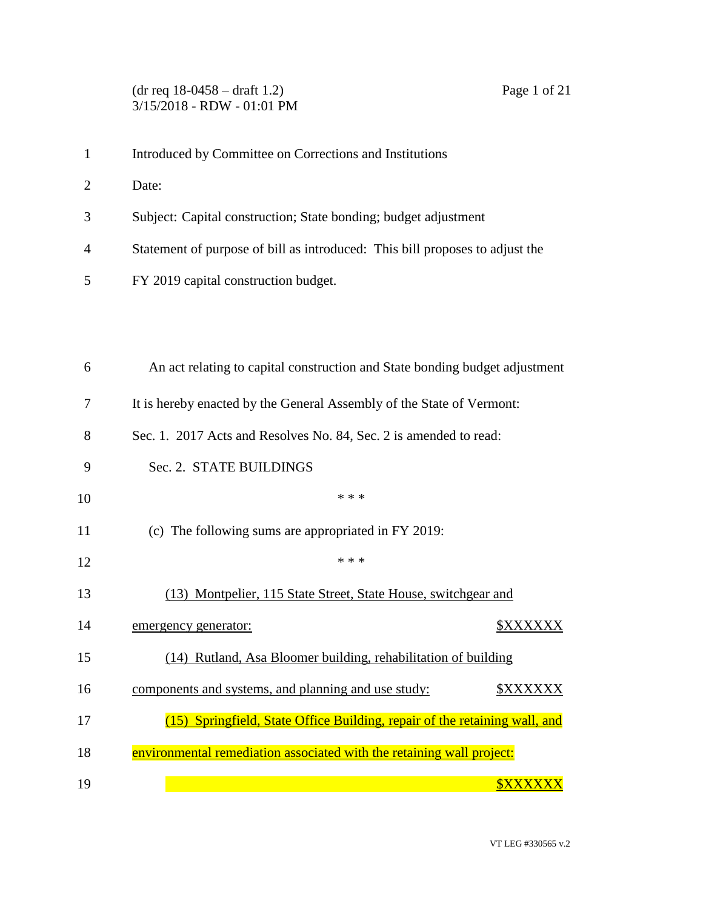(dr req 18-0458 – draft 1.2)
3/15/2018 - RDW - 01:01 PM

Introduced by Committee on Corrections and Institutions

Date:

Subject: Capital construction; State bonding; budget adjustment

Statement of purpose of bill as introduced: This bill proposes to adjust the FY 2019 capital construction budget.

An act relating to capital construction and State bonding budget adjustment

It is hereby enacted by the General Assembly of the State of Vermont:

Sec. 1. 2017 Acts and Resolves No. 84, Sec. 2 is amended to read:

Sec. 2. STATE BUILDINGS

\* \* \*

(c) The following sums are appropriated in FY 2019:

\* \* \*

<u>(13) Montpelier, 115 State Street, State House, switchgear and emergency generator: $XXXXXX</u>

<u>(14) Rutland, Asa Bloomer building, rehabilitation of building components and systems, and planning and use study: $XXXXXX</u>

<u>(15) Springfield, State Office Building, repair of the retaining wall, and environmental remediation associated with the retaining wall project: $XXXXXX</u>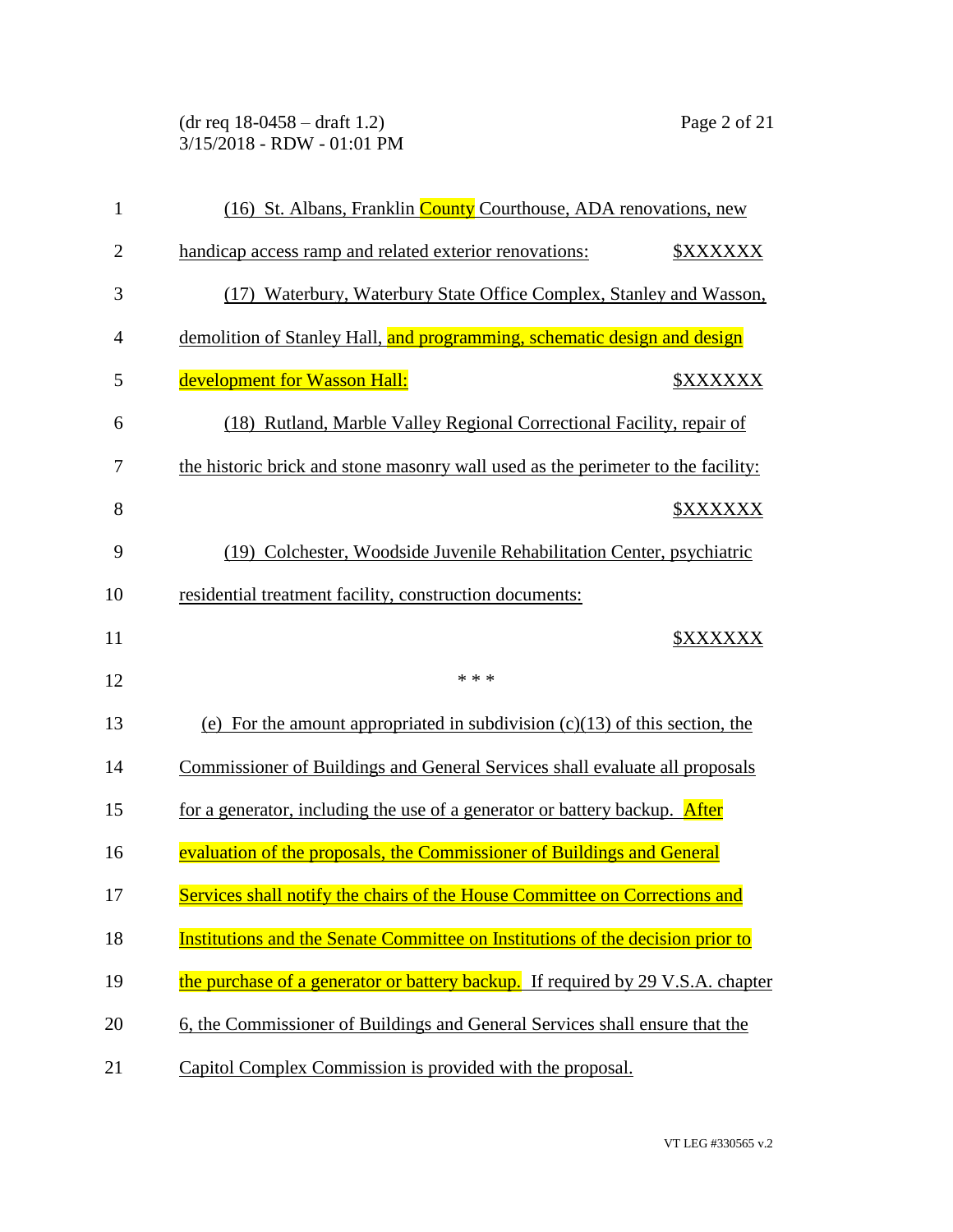(16) St. Albans, Franklin County Courthouse, ADA renovations, new handicap access ramp and related exterior renovations: $XXXXXX

(17) Waterbury, Waterbury State Office Complex, Stanley and Wasson, demolition of Stanley Hall, and programming, schematic design and design development for Wasson Hall: $XXXXXX

(18) Rutland, Marble Valley Regional Correctional Facility, repair of the historic brick and stone masonry wall used as the perimeter to the facility: $XXXXXX

(19) Colchester, Woodside Juvenile Rehabilitation Center, psychiatric residential treatment facility, construction documents: $XXXXXX

* * *

(e) For the amount appropriated in subdivision (c)(13) of this section, the Commissioner of Buildings and General Services shall evaluate all proposals for a generator, including the use of a generator or battery backup. After evaluation of the proposals, the Commissioner of Buildings and General Services shall notify the chairs of the House Committee on Corrections and Institutions and the Senate Committee on Institutions of the decision prior to the purchase of a generator or battery backup. If required by 29 V.S.A. chapter 6, the Commissioner of Buildings and General Services shall ensure that the Capitol Complex Commission is provided with the proposal.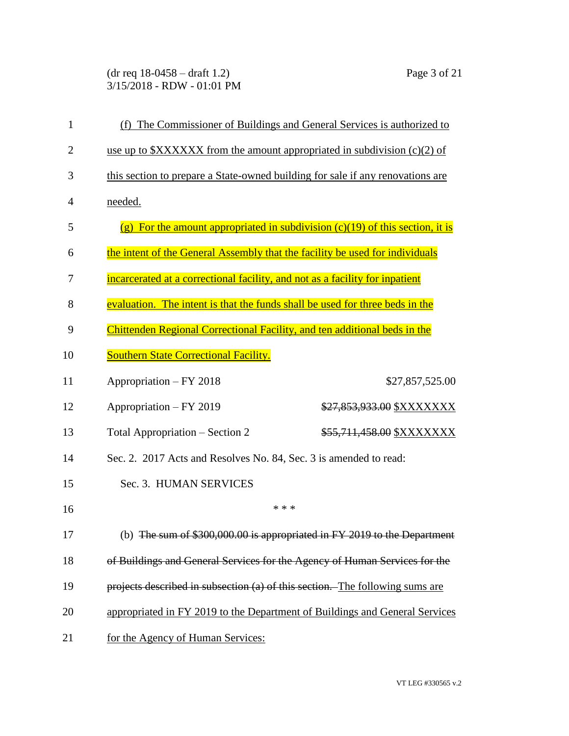(f) The Commissioner of Buildings and General Services is authorized to use up to $XXXXXX from the amount appropriated in subdivision (c)(2) of this section to prepare a State-owned building for sale if any renovations are needed.

(g) For the amount appropriated in subdivision (c)(19) of this section, it is the intent of the General Assembly that the facility be used for individuals incarcerated at a correctional facility, and not as a facility for inpatient evaluation. The intent is that the funds shall be used for three beds in the Chittenden Regional Correctional Facility, and ten additional beds in the Southern State Correctional Facility.

| | |
|---|---|
| Appropriation – FY 2018 | $27,857,525.00 |
| Appropriation – FY 2019 | ~~$27,853,933.00~~ $XXXXXXX |
| Total Appropriation – Section 2 | ~~$55,711,458.00~~ $XXXXXXX |

Sec. 2. 2017 Acts and Resolves No. 84, Sec. 3 is amended to read:

Sec. 3. HUMAN SERVICES

\* \* \*

(b) ~~The sum of $300,000.00 is appropriated in FY 2019 to the Department of Buildings and General Services for the Agency of Human Services for the projects described in subsection (a) of this section.~~ The following sums are appropriated in FY 2019 to the Department of Buildings and General Services for the Agency of Human Services: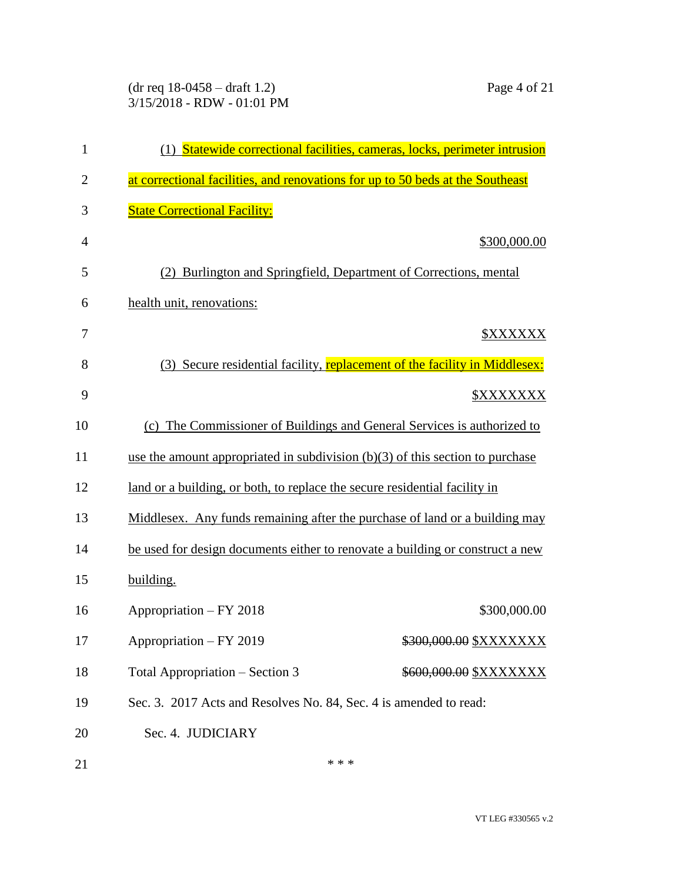(1) Statewide correctional facilities, cameras, locks, perimeter intrusion at correctional facilities, and renovations for up to 50 beds at the Southeast State Correctional Facility:

$300,000.00

(2) Burlington and Springfield, Department of Corrections, mental health unit, renovations:

$XXXXXX

(3) Secure residential facility, replacement of the facility in Middlesex:

$XXXXXXX

(c) The Commissioner of Buildings and General Services is authorized to use the amount appropriated in subdivision (b)(3) of this section to purchase land or a building, or both, to replace the secure residential facility in Middlesex. Any funds remaining after the purchase of land or a building may be used for design documents either to renovate a building or construct a new building.

| | |
|---|---|
| Appropriation – FY 2018 | $300,000.00 |
| Appropriation – FY 2019 | ~~$300,000.00~~ $XXXXXXX |
| Total Appropriation – Section 3 | ~~$600,000.00~~ $XXXXXXX |

Sec. 3. 2017 Acts and Resolves No. 84, Sec. 4 is amended to read:

Sec. 4. JUDICIARY

\* \* \*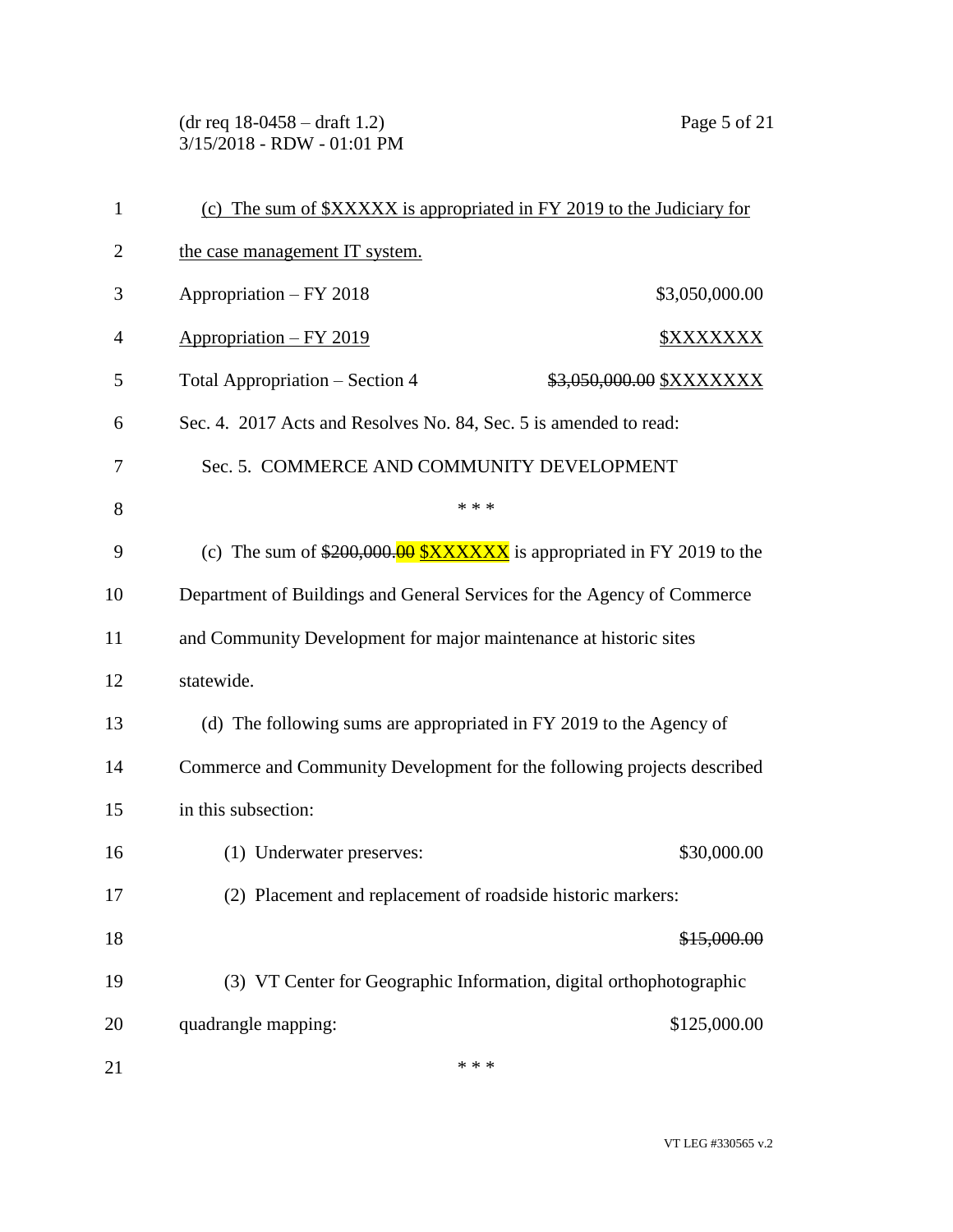(c) The sum of $XXXXX is appropriated in FY 2019 to the Judiciary for the case management IT system.

| | |
|---|---|
| Appropriation – FY 2018 | $3,050,000.00 |
| Appropriation – FY 2019 | $XXXXXXX |
| Total Appropriation – Section 4 | ~~$3,050,000.00~~ $XXXXXXX |

Sec. 4. 2017 Acts and Resolves No. 84, Sec. 5 is amended to read:

Sec. 5. COMMERCE AND COMMUNITY DEVELOPMENT

\* \* \*

(c) The sum of ~~$200,000.00~~ $XXXXXX is appropriated in FY 2019 to the Department of Buildings and General Services for the Agency of Commerce and Community Development for major maintenance at historic sites statewide.

(d) The following sums are appropriated in FY 2019 to the Agency of Commerce and Community Development for the following projects described in this subsection:

(1) Underwater preserves: $30,000.00

(2) Placement and replacement of roadside historic markers: ~~$15,000.00~~

(3) VT Center for Geographic Information, digital orthophotographic quadrangle mapping: $125,000.00

\* \* \*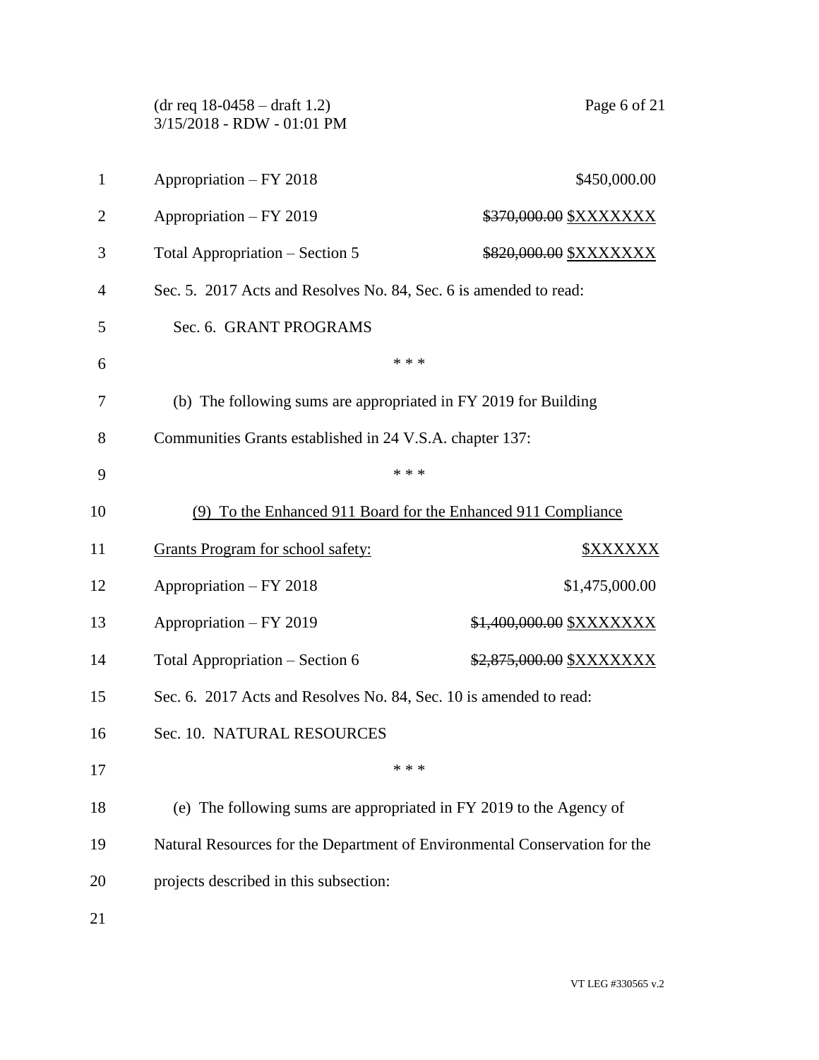| | |
|---|---|
| Appropriation – FY 2018 | $450,000.00 |
| Appropriation – FY 2019 | ~~$370,000.00~~ <u>$XXXXXXX</u> |
| Total Appropriation – Section 5 | ~~$820,000.00~~ <u>$XXXXXXX</u> |

Sec. 5. 2017 Acts and Resolves No. 84, Sec. 6 is amended to read:

Sec. 6. GRANT PROGRAMS

* * *

(b) The following sums are appropriated in FY 2019 for Building Communities Grants established in 24 V.S.A. chapter 137:

* * *

<u>(9) To the Enhanced 911 Board for the Enhanced 911 Compliance Grants Program for school safety:</u> <u>$XXXXXX</u>

| | |
|---|---|
| Appropriation – FY 2018 | $1,475,000.00 |
| Appropriation – FY 2019 | ~~$1,400,000.00~~ <u>$XXXXXXX</u> |
| Total Appropriation – Section 6 | ~~$2,875,000.00~~ <u>$XXXXXXX</u> |

Sec. 6. 2017 Acts and Resolves No. 84, Sec. 10 is amended to read:

Sec. 10. NATURAL RESOURCES

* * *

(e) The following sums are appropriated in FY 2019 to the Agency of Natural Resources for the Department of Environmental Conservation for the projects described in this subsection: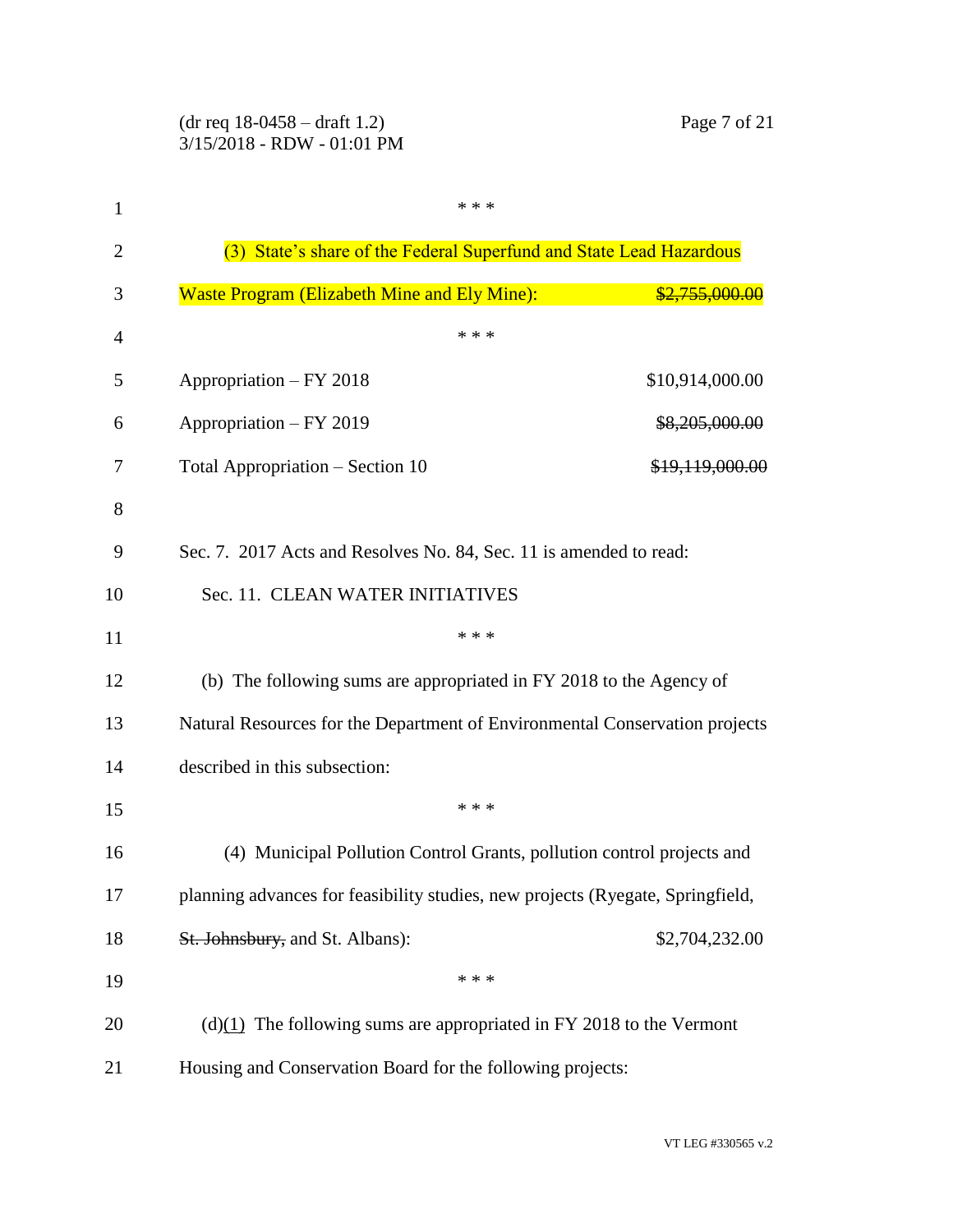\* \* \*

(3) State's share of the Federal Superfund and State Lead Hazardous Waste Program (Elizabeth Mine and Ely Mine): ~~$2,755,000.00~~

\* \* \*

| | |
|---|---|
| Appropriation – FY 2018 | $10,914,000.00 |
| Appropriation – FY 2019 | ~~$8,205,000.00~~ |
| Total Appropriation – Section 10 | ~~$19,119,000.00~~ |

Sec. 7. 2017 Acts and Resolves No. 84, Sec. 11 is amended to read:

Sec. 11. CLEAN WATER INITIATIVES

\* \* \*

(b) The following sums are appropriated in FY 2018 to the Agency of Natural Resources for the Department of Environmental Conservation projects described in this subsection:

\* \* \*

(4) Municipal Pollution Control Grants, pollution control projects and planning advances for feasibility studies, new projects (Ryegate, Springfield, ~~St. Johnsbury,~~ and St. Albans): $2,704,232.00

\* \* \*

(d)<u>(1)</u> The following sums are appropriated in FY 2018 to the Vermont Housing and Conservation Board for the following projects: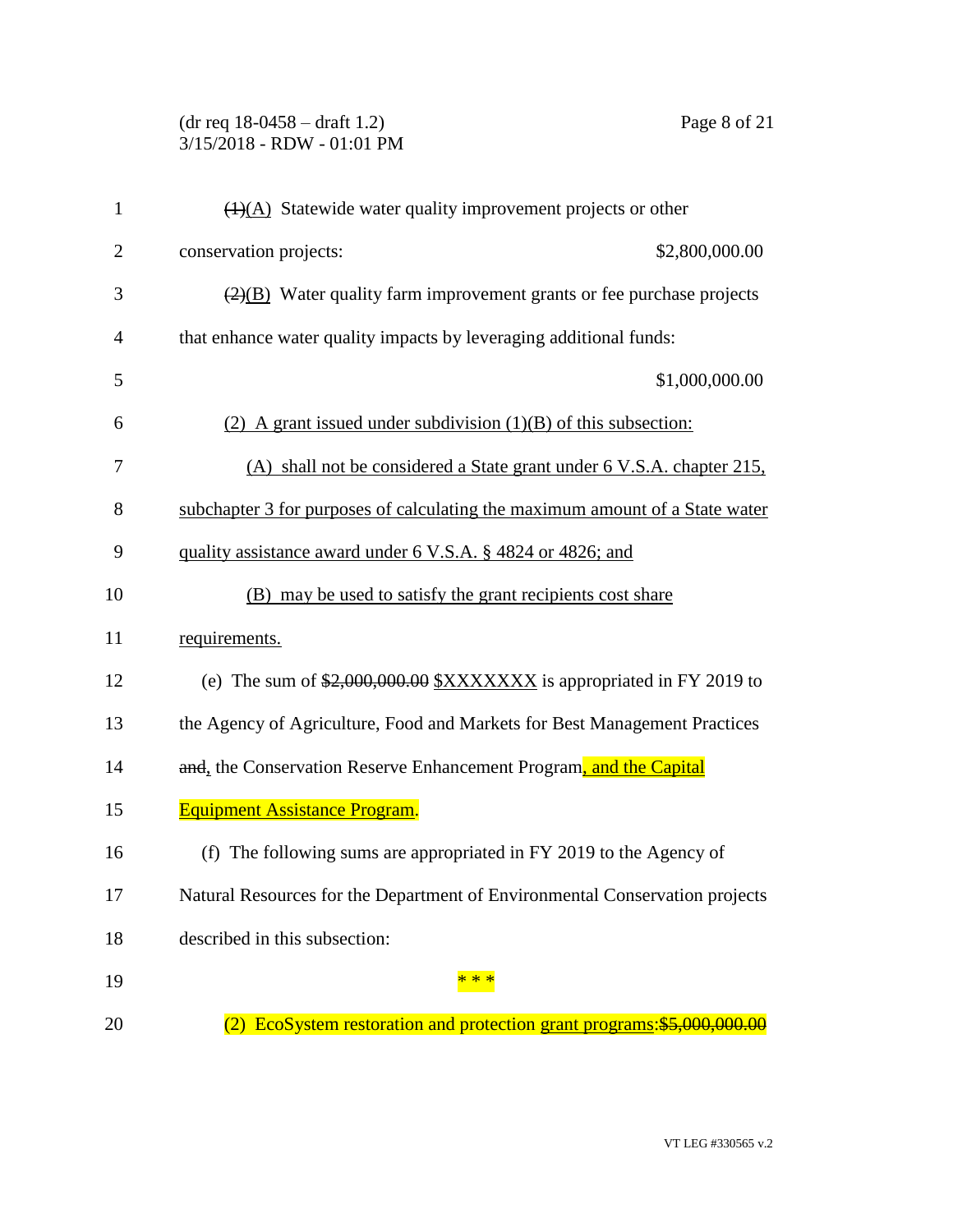~~(1)~~(A) Statewide water quality improvement projects or other conservation projects: $2,800,000.00

~~(2)~~(B) Water quality farm improvement grants or fee purchase projects that enhance water quality impacts by leveraging additional funds: $1,000,000.00

(2) A grant issued under subdivision (1)(B) of this subsection:

(A) shall not be considered a State grant under 6 V.S.A. chapter 215, subchapter 3 for purposes of calculating the maximum amount of a State water quality assistance award under 6 V.S.A. § 4824 or 4826; and

(B) may be used to satisfy the grant recipients cost share requirements.

(e) The sum of ~~$2,000,000.00~~ $XXXXXXX is appropriated in FY 2019 to the Agency of Agriculture, Food and Markets for Best Management Practices ~~and~~, the Conservation Reserve Enhancement Program, and the Capital Equipment Assistance Program.

(f) The following sums are appropriated in FY 2019 to the Agency of Natural Resources for the Department of Environmental Conservation projects described in this subsection:

\* \* \*

(2) EcoSystem restoration and protection grant programs:~~$5,000,000.00~~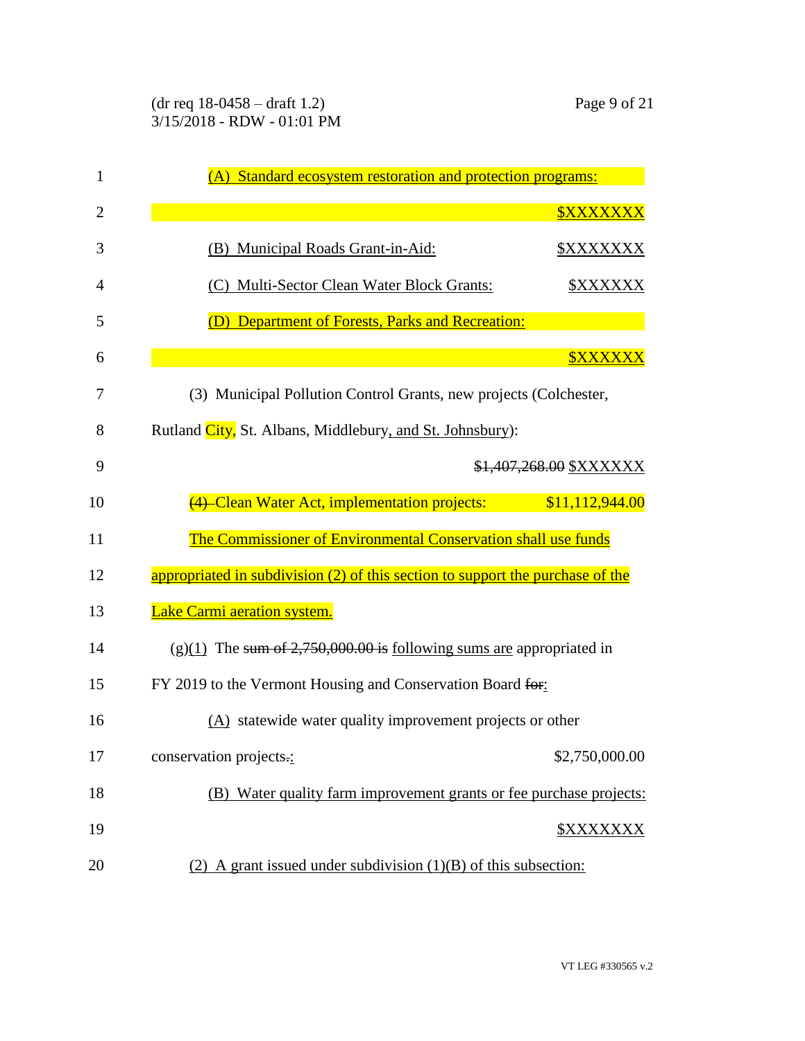(A) Standard ecosystem restoration and protection programs: $XXXXXXX

(B) Municipal Roads Grant-in-Aid: $XXXXXXX

(C) Multi-Sector Clean Water Block Grants: $XXXXXX

(D) Department of Forests, Parks and Recreation: $XXXXXX

(3) Municipal Pollution Control Grants, new projects (Colchester, Rutland City, St. Albans, Middlebury, and St. Johnsbury): ~~$1,407,268.00~~ $XXXXXX

~~(4)~~ Clean Water Act, implementation projects: $11,112,944.00

The Commissioner of Environmental Conservation shall use funds appropriated in subdivision (2) of this section to support the purchase of the Lake Carmi aeration system.

(g)(1) The ~~sum of 2,750,000.00 is~~ following sums are appropriated in FY 2019 to the Vermont Housing and Conservation Board ~~for~~:

(A) statewide water quality improvement projects or other conservation projects~~.~~: $2,750,000.00

(B) Water quality farm improvement grants or fee purchase projects: $XXXXXXX

(2) A grant issued under subdivision (1)(B) of this subsection: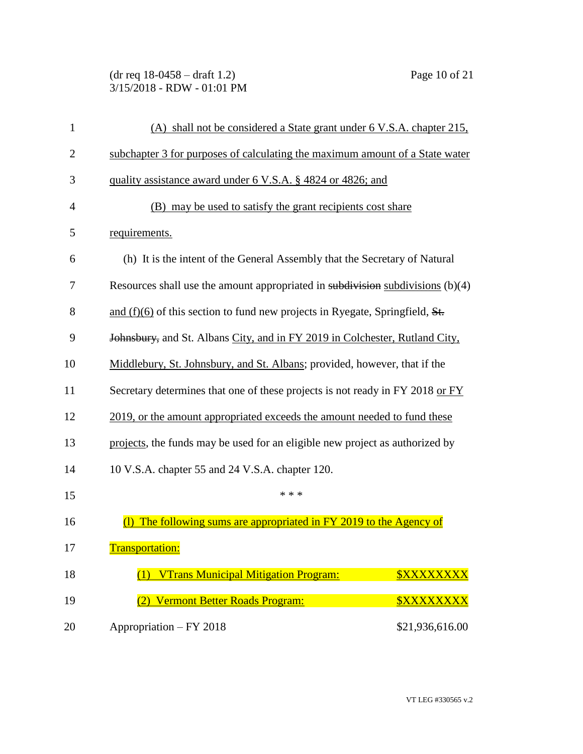(A) shall not be considered a State grant under 6 V.S.A. chapter 215, subchapter 3 for purposes of calculating the maximum amount of a State water quality assistance award under 6 V.S.A. § 4824 or 4826; and

(B) may be used to satisfy the grant recipients cost share requirements.

(h) It is the intent of the General Assembly that the Secretary of Natural Resources shall use the amount appropriated in ~~subdivision~~ subdivisions (b)(4) and (f)(6) of this section to fund new projects in Ryegate, Springfield, ~~St. Johnsbury,~~ and St. Albans City, and in FY 2019 in Colchester, Rutland City, Middlebury, St. Johnsbury, and St. Albans; provided, however, that if the Secretary determines that one of these projects is not ready in FY 2018 or FY 2019, or the amount appropriated exceeds the amount needed to fund these projects, the funds may be used for an eligible new project as authorized by 10 V.S.A. chapter 55 and 24 V.S.A. chapter 120.

\* \* \*

(l) The following sums are appropriated in FY 2019 to the Agency of Transportation:

| | |
|---|---|
| (1) VTrans Municipal Mitigation Program: | $XXXXXXXX |
| (2) Vermont Better Roads Program: | $XXXXXXXX |
| Appropriation – FY 2018 | $21,936,616.00 |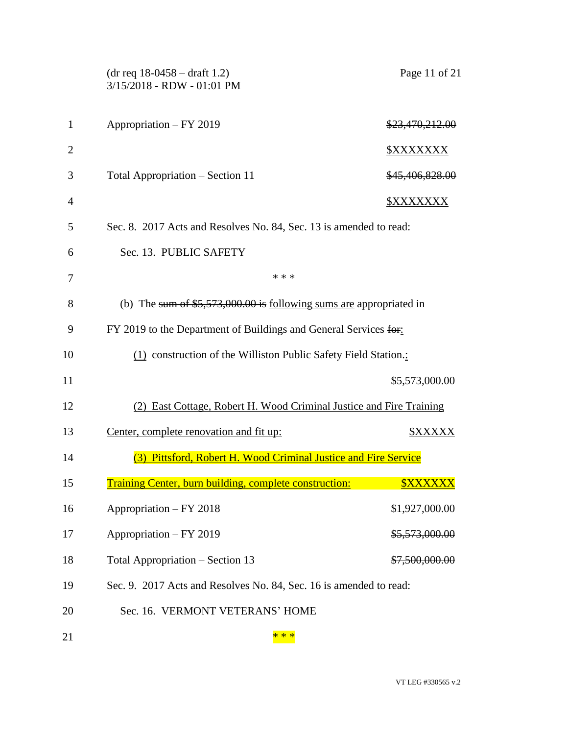Appropriation – FY 2019 ~~$23,470,212.00~~

<u>$XXXXXXX</u>

Total Appropriation – Section 11 ~~$45,406,828.00~~

<u>$XXXXXXX</u>

Sec. 8. 2017 Acts and Resolves No. 84, Sec. 13 is amended to read:

Sec. 13. PUBLIC SAFETY

\* \* \*

(b) The ~~sum of $5,573,000.00 is~~ <u>following sums are</u> appropriated in FY 2019 to the Department of Buildings and General Services ~~for~~<u>:</u>

<u>(1)</u> construction of the Williston Public Safety Field Station~~.~~<u>:</u>

$5,573,000.00

<u>(2) East Cottage, Robert H. Wood Criminal Justice and Fire Training Center, complete renovation and fit up:</u> <u>$XXXXX</u>

<u>(3) Pittsford, Robert H. Wood Criminal Justice and Fire Service Training Center, burn building, complete construction:</u> <u>$XXXXXX</u>

Appropriation – FY 2018 $1,927,000.00

Appropriation – FY 2019 ~~$5,573,000.00~~

Total Appropriation – Section 13 ~~$7,500,000.00~~

Sec. 9. 2017 Acts and Resolves No. 84, Sec. 16 is amended to read:

Sec. 16. VERMONT VETERANS' HOME

\* \* \*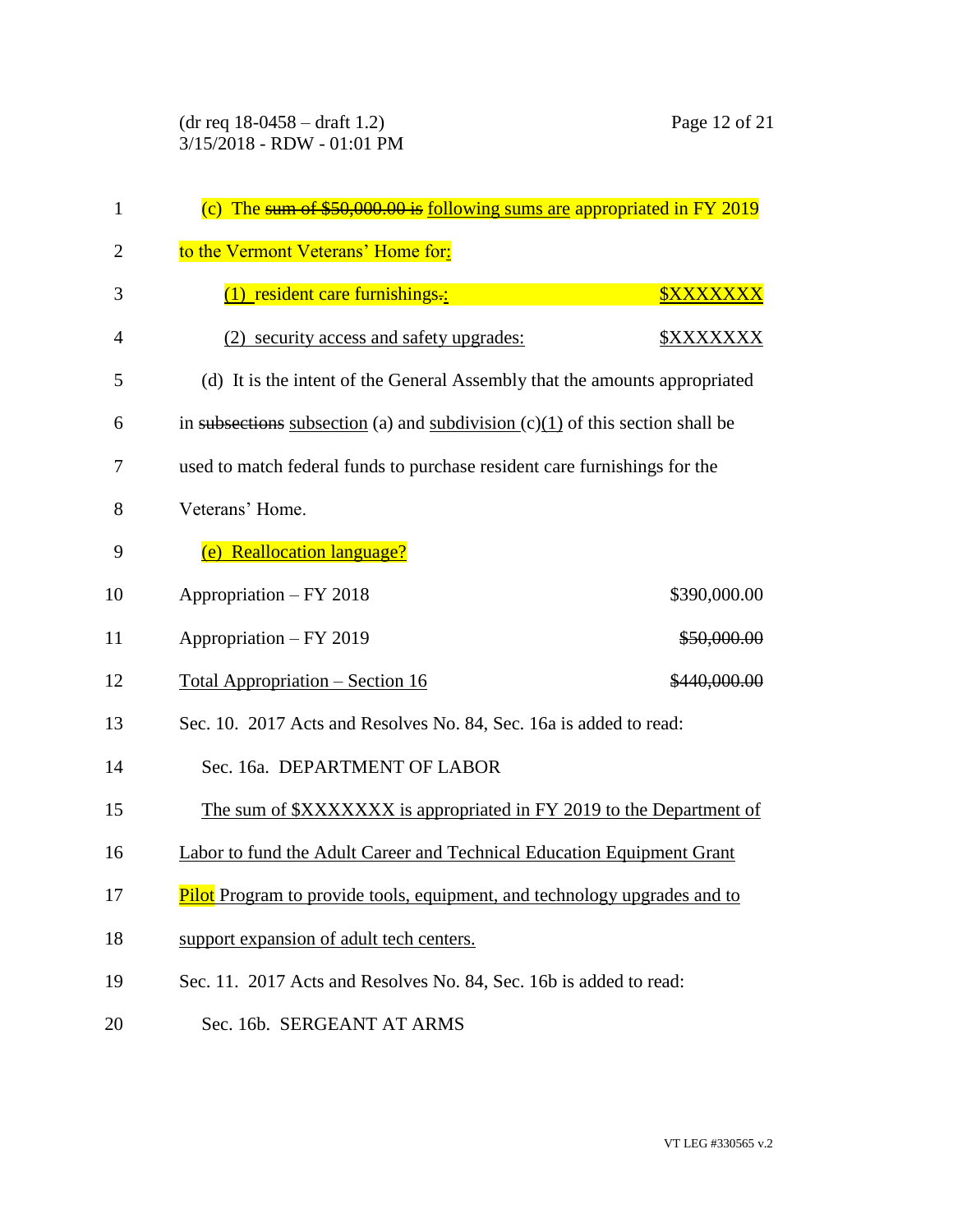(c) The ~~sum of $50,000.00 is~~ following sums are appropriated in FY 2019 to the Vermont Veterans' Home for:

(1) resident care furnishings~~.~~: $XXXXXXX

(2) security access and safety upgrades: $XXXXXXX

(d) It is the intent of the General Assembly that the amounts appropriated in ~~subsections~~ subsection (a) and subdivision (c)(1) of this section shall be used to match federal funds to purchase resident care furnishings for the Veterans' Home.

(e) Reallocation language?

| | |
|---|---|
| Appropriation – FY 2018 | $390,000.00 |
| Appropriation – FY 2019 | ~~$50,000.00~~ |
| Total Appropriation – Section 16 | ~~$440,000.00~~ |

Sec. 10. 2017 Acts and Resolves No. 84, Sec. 16a is added to read:

Sec. 16a. DEPARTMENT OF LABOR

The sum of $XXXXXXX is appropriated in FY 2019 to the Department of Labor to fund the Adult Career and Technical Education Equipment Grant Pilot Program to provide tools, equipment, and technology upgrades and to support expansion of adult tech centers.

Sec. 11. 2017 Acts and Resolves No. 84, Sec. 16b is added to read:

Sec. 16b. SERGEANT AT ARMS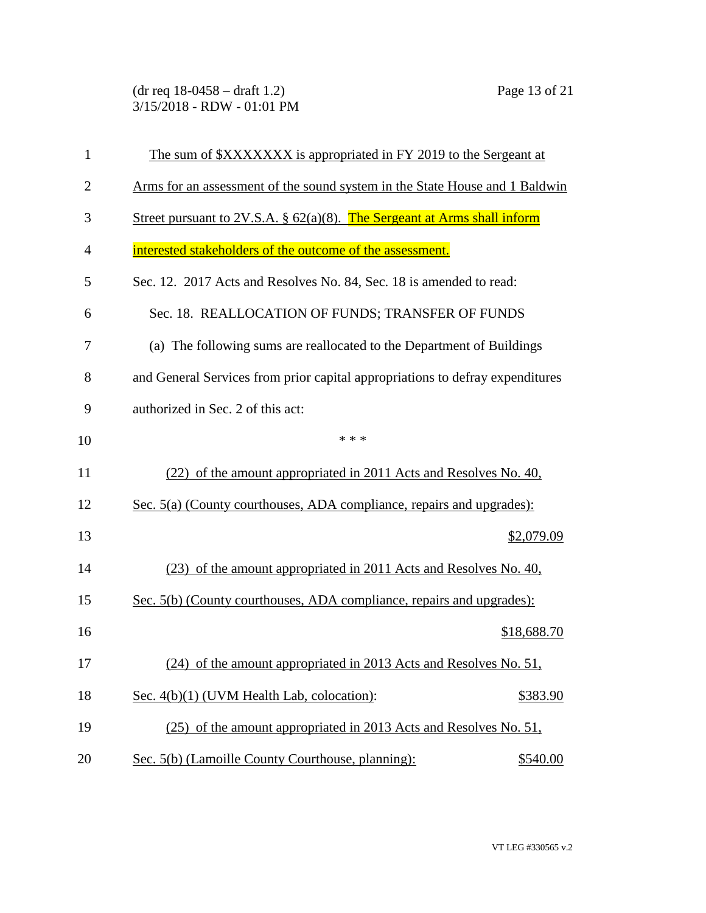The sum of $XXXXXXX is appropriated in FY 2019 to the Sergeant at Arms for an assessment of the sound system in the State House and 1 Baldwin Street pursuant to 2V.S.A. § 62(a)(8). The Sergeant at Arms shall inform interested stakeholders of the outcome of the assessment.

Sec. 12. 2017 Acts and Resolves No. 84, Sec. 18 is amended to read:

Sec. 18. REALLOCATION OF FUNDS; TRANSFER OF FUNDS

(a) The following sums are reallocated to the Department of Buildings and General Services from prior capital appropriations to defray expenditures authorized in Sec. 2 of this act:

\* \* \*

(22) of the amount appropriated in 2011 Acts and Resolves No. 40, Sec. 5(a) (County courthouses, ADA compliance, repairs and upgrades): $2,079.09

(23) of the amount appropriated in 2011 Acts and Resolves No. 40, Sec. 5(b) (County courthouses, ADA compliance, repairs and upgrades): $18,688.70

(24) of the amount appropriated in 2013 Acts and Resolves No. 51, Sec. 4(b)(1) (UVM Health Lab, colocation): $383.90

(25) of the amount appropriated in 2013 Acts and Resolves No. 51, Sec. 5(b) (Lamoille County Courthouse, planning): $540.00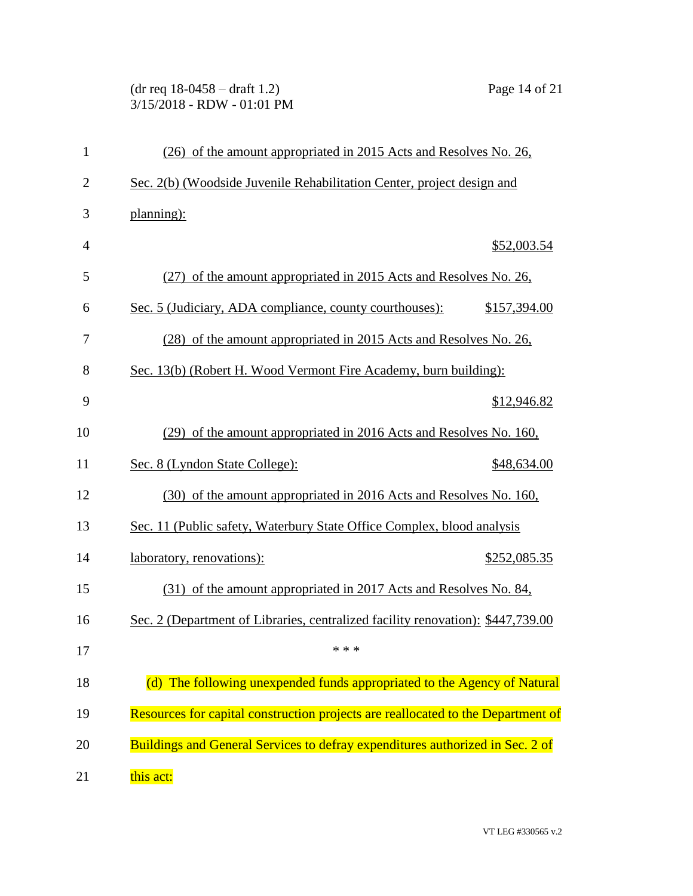(26) of the amount appropriated in 2015 Acts and Resolves No. 26, Sec. 2(b) (Woodside Juvenile Rehabilitation Center, project design and planning): $52,003.54

(27) of the amount appropriated in 2015 Acts and Resolves No. 26, Sec. 5 (Judiciary, ADA compliance, county courthouses): $157,394.00

(28) of the amount appropriated in 2015 Acts and Resolves No. 26, Sec. 13(b) (Robert H. Wood Vermont Fire Academy, burn building): $12,946.82

(29) of the amount appropriated in 2016 Acts and Resolves No. 160, Sec. 8 (Lyndon State College): $48,634.00

(30) of the amount appropriated in 2016 Acts and Resolves No. 160, Sec. 11 (Public safety, Waterbury State Office Complex, blood analysis laboratory, renovations): $252,085.35

(31) of the amount appropriated in 2017 Acts and Resolves No. 84, Sec. 2 (Department of Libraries, centralized facility renovation): $447,739.00

\* \* \*

(d) The following unexpended funds appropriated to the Agency of Natural Resources for capital construction projects are reallocated to the Department of Buildings and General Services to defray expenditures authorized in Sec. 2 of this act: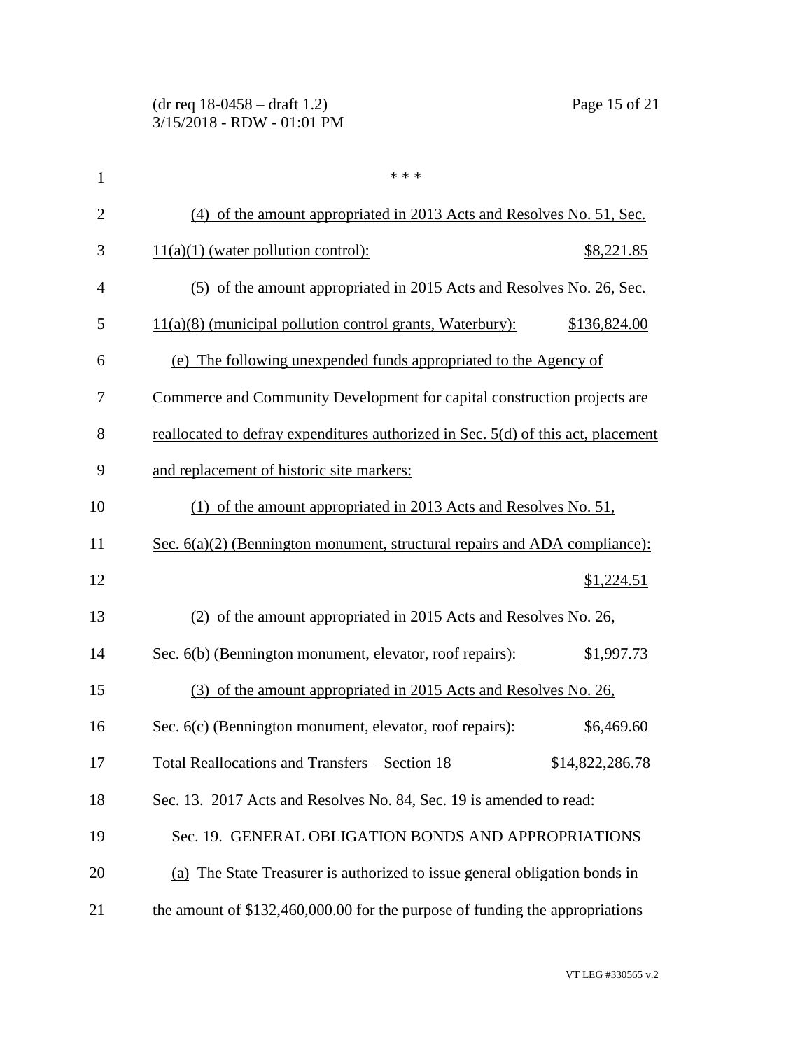\* \* \*

(4) of the amount appropriated in 2013 Acts and Resolves No. 51, Sec. 11(a)(1) (water pollution control): $8,221.85

(5) of the amount appropriated in 2015 Acts and Resolves No. 26, Sec. 11(a)(8) (municipal pollution control grants, Waterbury): $136,824.00

(e) The following unexpended funds appropriated to the Agency of Commerce and Community Development for capital construction projects are reallocated to defray expenditures authorized in Sec. 5(d) of this act, placement and replacement of historic site markers:

(1) of the amount appropriated in 2013 Acts and Resolves No. 51, Sec. 6(a)(2) (Bennington monument, structural repairs and ADA compliance): $1,224.51

(2) of the amount appropriated in 2015 Acts and Resolves No. 26, Sec. 6(b) (Bennington monument, elevator, roof repairs): $1,997.73

(3) of the amount appropriated in 2015 Acts and Resolves No. 26, Sec. 6(c) (Bennington monument, elevator, roof repairs): $6,469.60

Total Reallocations and Transfers – Section 18 $14,822,286.78

Sec. 13. 2017 Acts and Resolves No. 84, Sec. 19 is amended to read:

Sec. 19. GENERAL OBLIGATION BONDS AND APPROPRIATIONS

(a) The State Treasurer is authorized to issue general obligation bonds in the amount of $132,460,000.00 for the purpose of funding the appropriations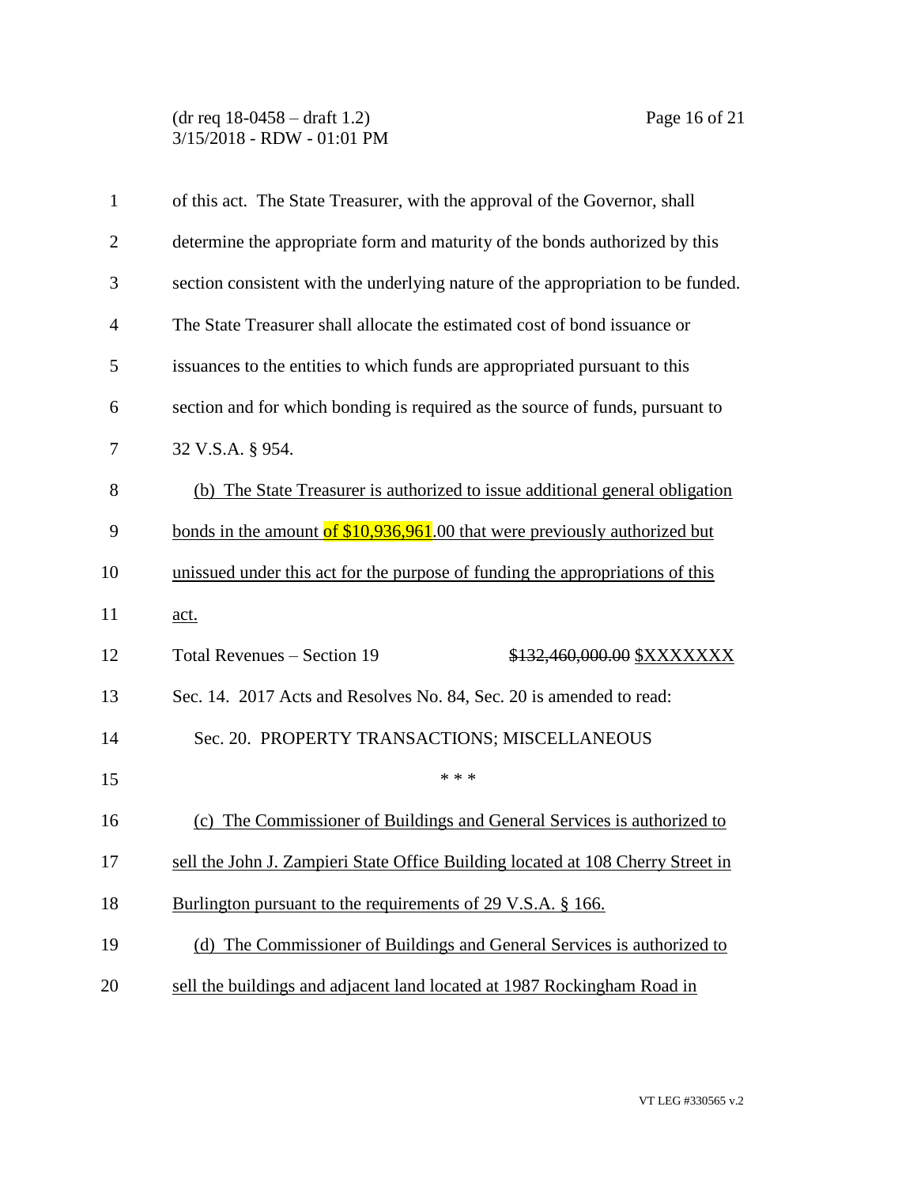of this act. The State Treasurer, with the approval of the Governor, shall determine the appropriate form and maturity of the bonds authorized by this section consistent with the underlying nature of the appropriation to be funded. The State Treasurer shall allocate the estimated cost of bond issuance or issuances to the entities to which funds are appropriated pursuant to this section and for which bonding is required as the source of funds, pursuant to 32 V.S.A. § 954.

(b) The State Treasurer is authorized to issue additional general obligation bonds in the amount of $10,936,961.00 that were previously authorized but unissued under this act for the purpose of funding the appropriations of this act.

Total Revenues – Section 19 ~~$132,460,000.00~~ $XXXXXXX

Sec. 14. 2017 Acts and Resolves No. 84, Sec. 20 is amended to read:

Sec. 20. PROPERTY TRANSACTIONS; MISCELLANEOUS

\* \* \*

(c) The Commissioner of Buildings and General Services is authorized to sell the John J. Zampieri State Office Building located at 108 Cherry Street in Burlington pursuant to the requirements of 29 V.S.A. § 166.

(d) The Commissioner of Buildings and General Services is authorized to sell the buildings and adjacent land located at 1987 Rockingham Road in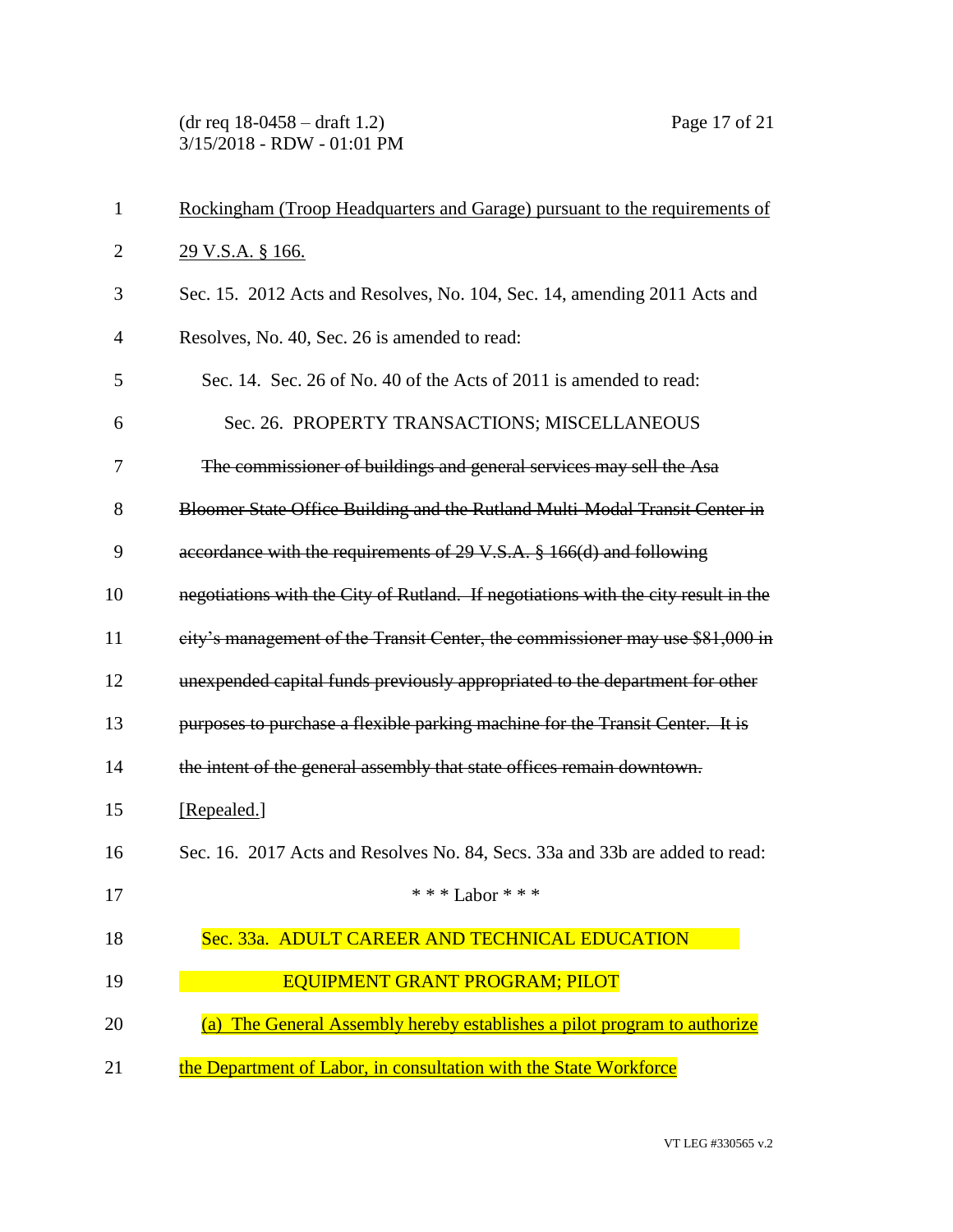Rockingham (Troop Headquarters and Garage) pursuant to the requirements of 29 V.S.A. § 166.

Sec. 15. 2012 Acts and Resolves, No. 104, Sec. 14, amending 2011 Acts and Resolves, No. 40, Sec. 26 is amended to read:

Sec. 14. Sec. 26 of No. 40 of the Acts of 2011 is amended to read:

Sec. 26. PROPERTY TRANSACTIONS; MISCELLANEOUS

~~The commissioner of buildings and general services may sell the Asa Bloomer State Office Building and the Rutland Multi-Modal Transit Center in accordance with the requirements of 29 V.S.A. § 166(d) and following negotiations with the City of Rutland. If negotiations with the city result in the city's management of the Transit Center, the commissioner may use $81,000 in unexpended capital funds previously appropriated to the department for other purposes to purchase a flexible parking machine for the Transit Center. It is the intent of the general assembly that state offices remain downtown.~~

[Repealed.]

Sec. 16. 2017 Acts and Resolves No. 84, Secs. 33a and 33b are added to read:

\* \* \* Labor \* \* \*

Sec. 33a. ADULT CAREER AND TECHNICAL EDUCATION EQUIPMENT GRANT PROGRAM; PILOT

(a) The General Assembly hereby establishes a pilot program to authorize the Department of Labor, in consultation with the State Workforce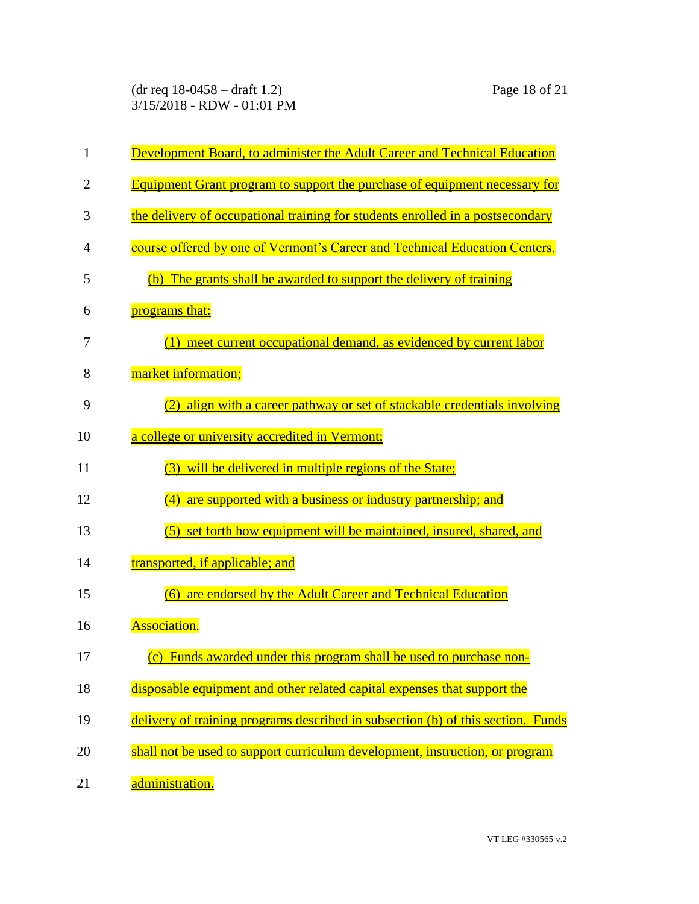Development Board, to administer the Adult Career and Technical Education Equipment Grant program to support the purchase of equipment necessary for the delivery of occupational training for students enrolled in a postsecondary course offered by one of Vermont's Career and Technical Education Centers.

(b) The grants shall be awarded to support the delivery of training programs that:

(1) meet current occupational demand, as evidenced by current labor market information;

(2) align with a career pathway or set of stackable credentials involving a college or university accredited in Vermont;

(3) will be delivered in multiple regions of the State;

(4) are supported with a business or industry partnership; and

(5) set forth how equipment will be maintained, insured, shared, and transported, if applicable; and

(6) are endorsed by the Adult Career and Technical Education Association.

(c) Funds awarded under this program shall be used to purchase non-disposable equipment and other related capital expenses that support the delivery of training programs described in subsection (b) of this section. Funds shall not be used to support curriculum development, instruction, or program administration.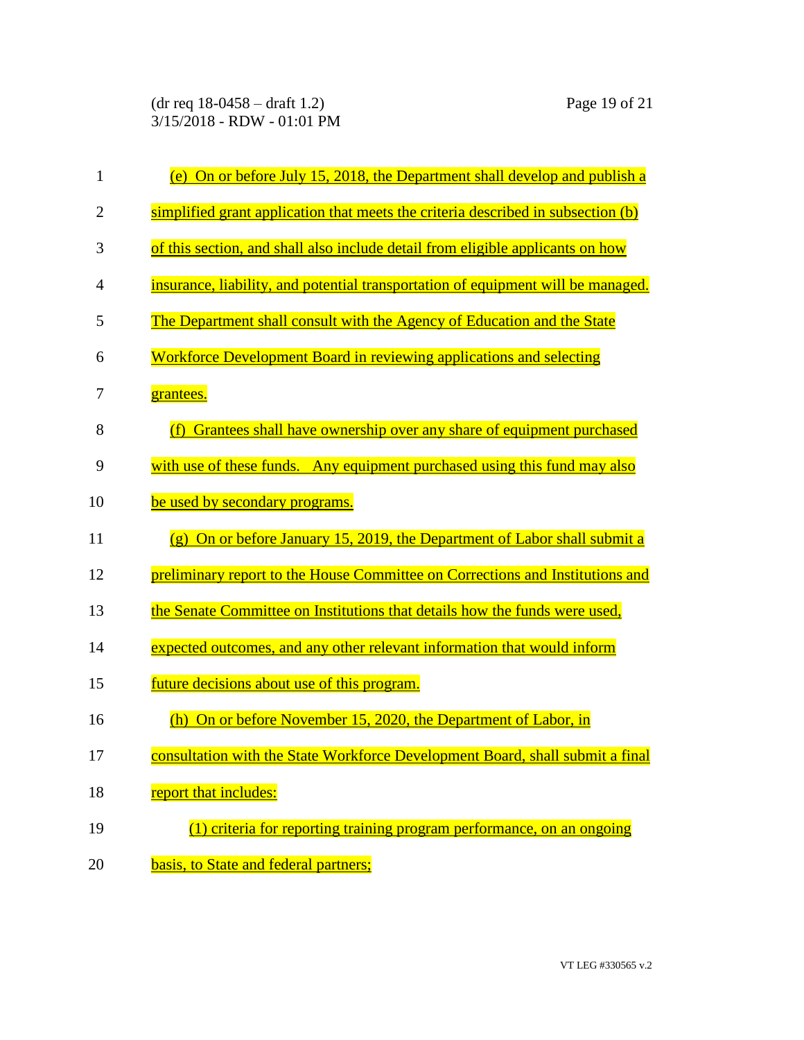(e) On or before July 15, 2018, the Department shall develop and publish a simplified grant application that meets the criteria described in subsection (b) of this section, and shall also include detail from eligible applicants on how insurance, liability, and potential transportation of equipment will be managed. The Department shall consult with the Agency of Education and the State Workforce Development Board in reviewing applications and selecting grantees.

(f) Grantees shall have ownership over any share of equipment purchased with use of these funds. Any equipment purchased using this fund may also be used by secondary programs.

(g) On or before January 15, 2019, the Department of Labor shall submit a preliminary report to the House Committee on Corrections and Institutions and the Senate Committee on Institutions that details how the funds were used, expected outcomes, and any other relevant information that would inform future decisions about use of this program.

(h) On or before November 15, 2020, the Department of Labor, in consultation with the State Workforce Development Board, shall submit a final report that includes:

(1) criteria for reporting training program performance, on an ongoing basis, to State and federal partners;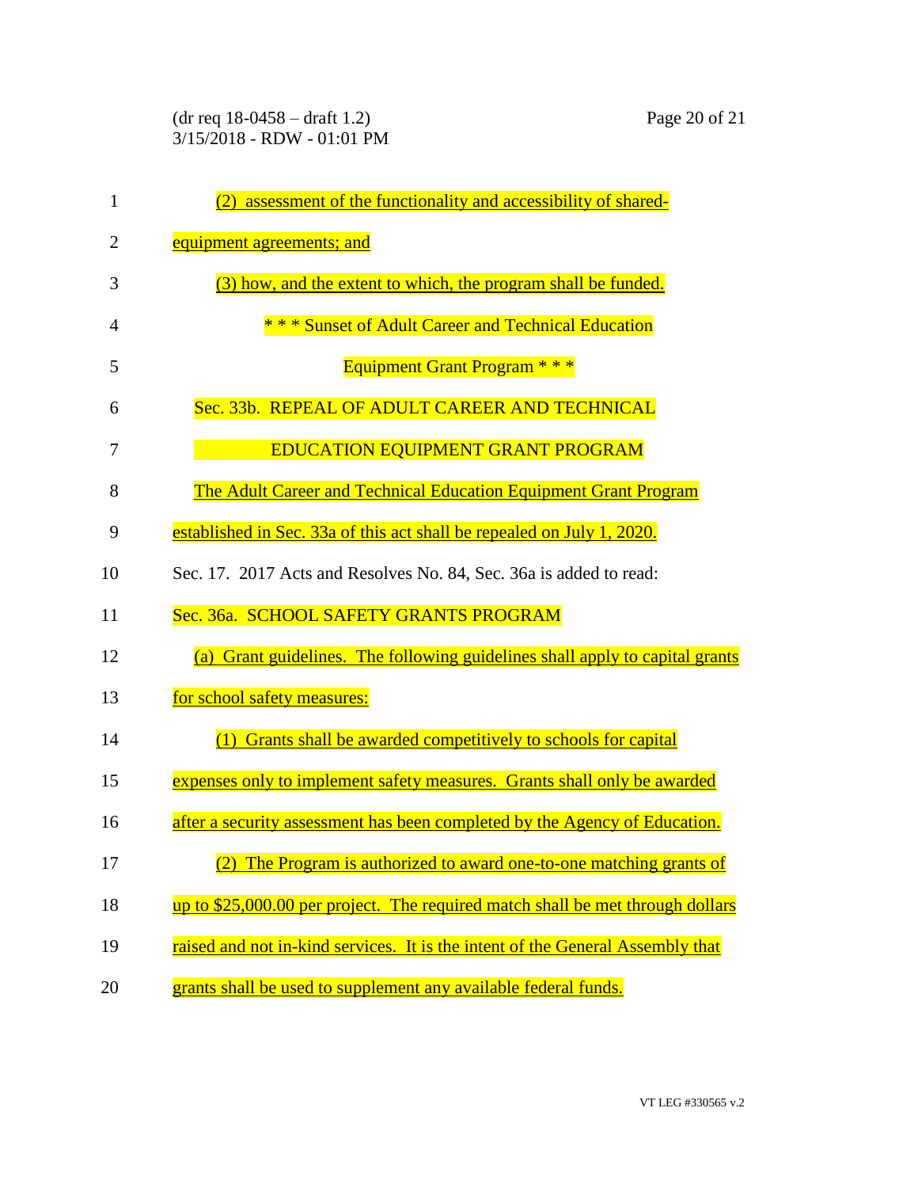(2) assessment of the functionality and accessibility of shared-equipment agreements; and

(3) how, and the extent to which, the program shall be funded.

* * * Sunset of Adult Career and Technical Education Equipment Grant Program * * *

Sec. 33b. REPEAL OF ADULT CAREER AND TECHNICAL EDUCATION EQUIPMENT GRANT PROGRAM

The Adult Career and Technical Education Equipment Grant Program established in Sec. 33a of this act shall be repealed on July 1, 2020.

Sec. 17. 2017 Acts and Resolves No. 84, Sec. 36a is added to read:

Sec. 36a. SCHOOL SAFETY GRANTS PROGRAM

(a) Grant guidelines. The following guidelines shall apply to capital grants for school safety measures:

(1) Grants shall be awarded competitively to schools for capital expenses only to implement safety measures. Grants shall only be awarded after a security assessment has been completed by the Agency of Education.

(2) The Program is authorized to award one-to-one matching grants of up to $25,000.00 per project. The required match shall be met through dollars raised and not in-kind services. It is the intent of the General Assembly that grants shall be used to supplement any available federal funds.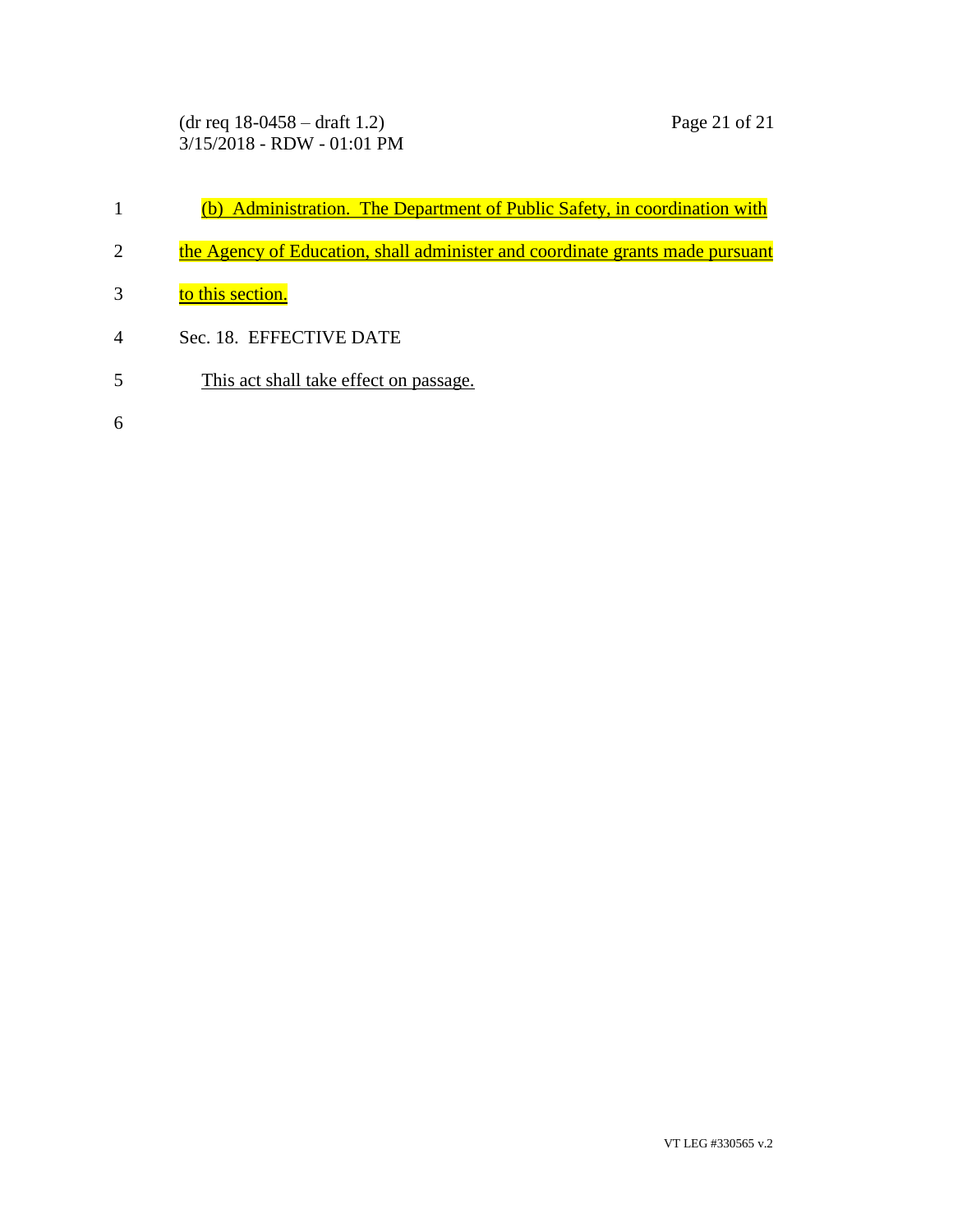(b) Administration. The Department of Public Safety, in coordination with the Agency of Education, shall administer and coordinate grants made pursuant to this section.

Sec. 18. EFFECTIVE DATE

This act shall take effect on passage.